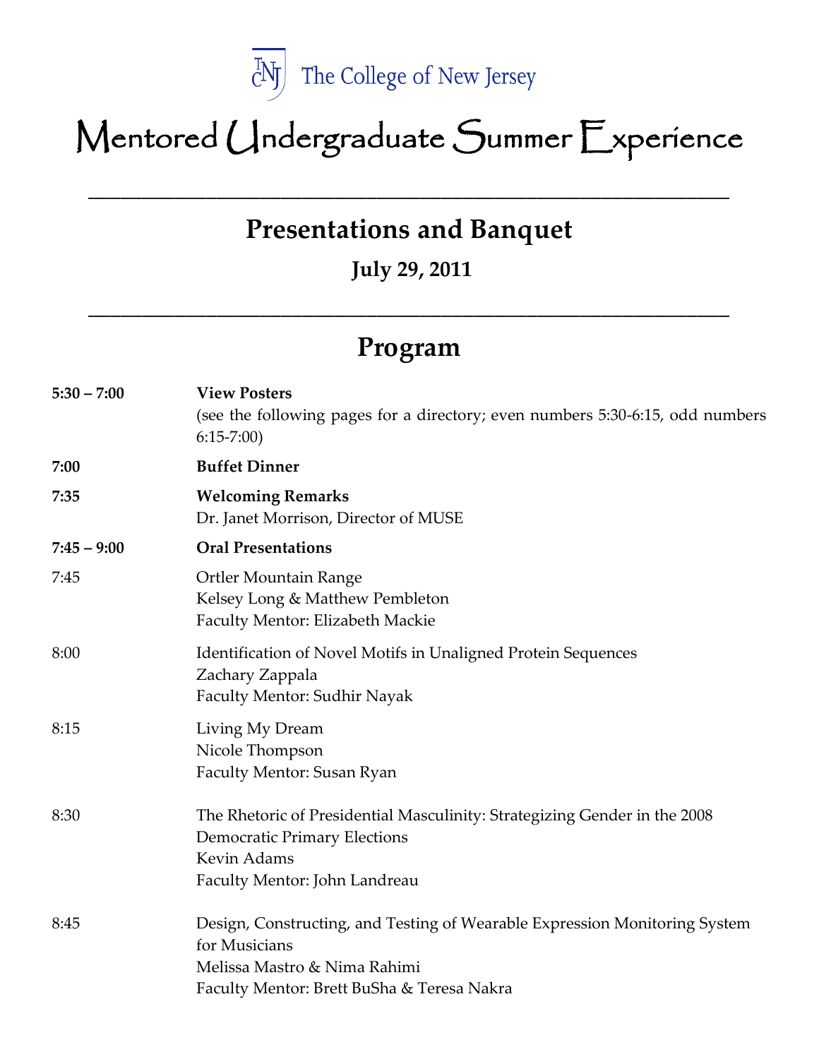The College of New Jersey

# Mentored Undergraduate Summer Experience

---

## Presentations and Banquet

### July 29, 2011

---

## Program

| | |
|---|---|
| **5:30 – 7:00** | **View Posters**<br>(see the following pages for a directory; even numbers 5:30-6:15, odd numbers 6:15-7:00) |
| **7:00** | **Buffet Dinner** |
| **7:35** | **Welcoming Remarks**<br>Dr. Janet Morrison, Director of MUSE |
| **7:45 – 9:00** | **Oral Presentations** |
| 7:45 | Ortler Mountain Range<br>Kelsey Long & Matthew Pembleton<br>Faculty Mentor: Elizabeth Mackie |
| 8:00 | Identification of Novel Motifs in Unaligned Protein Sequences<br>Zachary Zappala<br>Faculty Mentor: Sudhir Nayak |
| 8:15 | Living My Dream<br>Nicole Thompson<br>Faculty Mentor: Susan Ryan |
| 8:30 | The Rhetoric of Presidential Masculinity: Strategizing Gender in the 2008 Democratic Primary Elections<br>Kevin Adams<br>Faculty Mentor: John Landreau |
| 8:45 | Design, Constructing, and Testing of Wearable Expression Monitoring System for Musicians<br>Melissa Mastro & Nima Rahimi<br>Faculty Mentor: Brett BuSha & Teresa Nakra |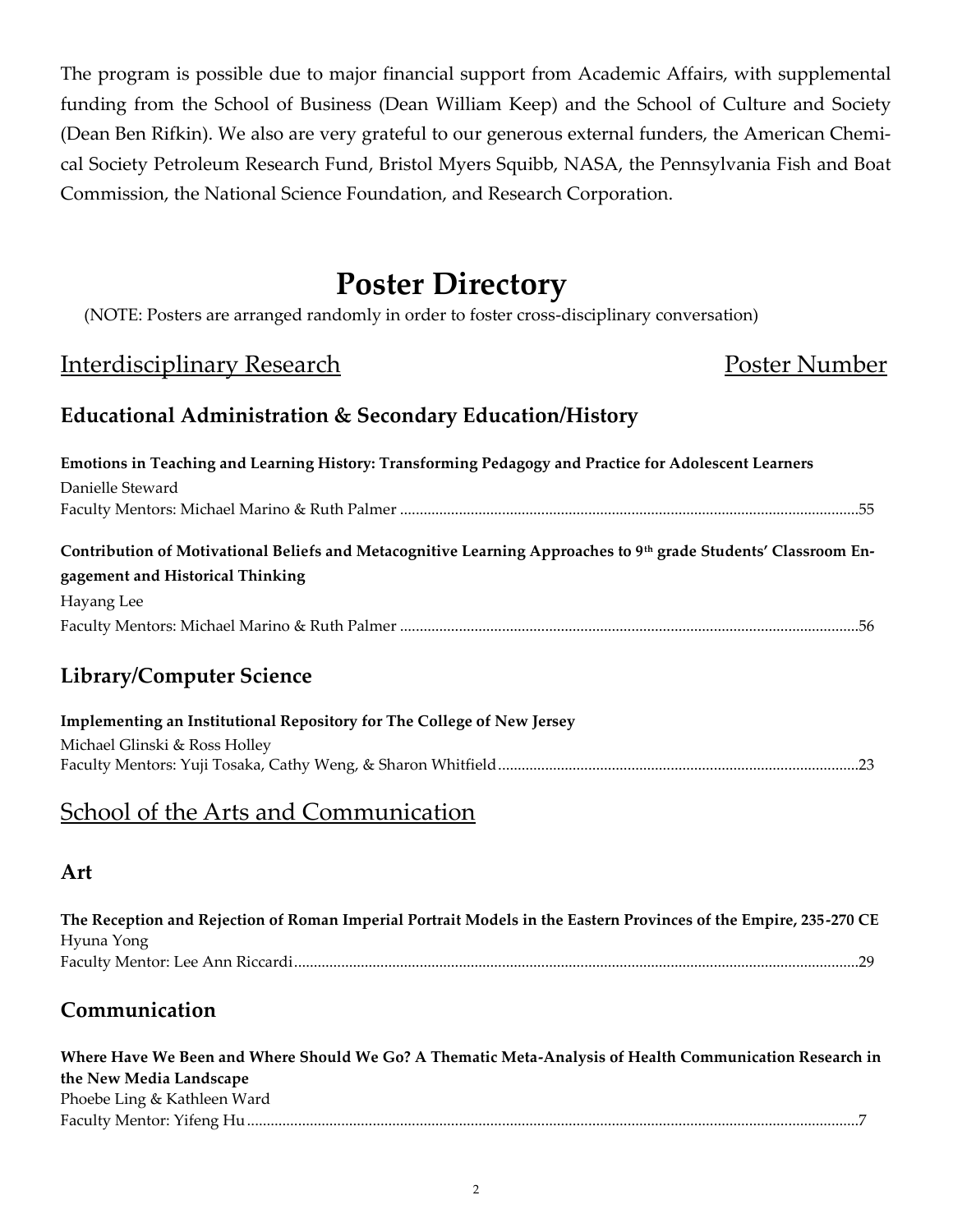The program is possible due to major financial support from Academic Affairs, with supplemental funding from the School of Business (Dean William Keep) and the School of Culture and Society (Dean Ben Rifkin). We also are very grateful to our generous external funders, the American Chemical Society Petroleum Research Fund, Bristol Myers Squibb, NASA, the Pennsylvania Fish and Boat Commission, the National Science Foundation, and Research Corporation.

# Poster Directory

(NOTE: Posters are arranged randomly in order to foster cross-disciplinary conversation)

## Interdisciplinary Research — Poster Number

### Educational Administration & Secondary Education/History

**Emotions in Teaching and Learning History: Transforming Pedagogy and Practice for Adolescent Learners**
Danielle Steward
Faculty Mentors: Michael Marino & Ruth Palmer .......... 55

**Contribution of Motivational Beliefs and Metacognitive Learning Approaches to 9th grade Students' Classroom Engagement and Historical Thinking**
Hayang Lee
Faculty Mentors: Michael Marino & Ruth Palmer .......... 56

### Library/Computer Science

**Implementing an Institutional Repository for The College of New Jersey**
Michael Glinski & Ross Holley
Faculty Mentors: Yuji Tosaka, Cathy Weng, & Sharon Whitfield .......... 23

## School of the Arts and Communication

### Art

**The Reception and Rejection of Roman Imperial Portrait Models in the Eastern Provinces of the Empire, 235-270 CE**
Hyuna Yong
Faculty Mentor: Lee Ann Riccardi .......... 29

### Communication

**Where Have We Been and Where Should We Go? A Thematic Meta-Analysis of Health Communication Research in the New Media Landscape**
Phoebe Ling & Kathleen Ward
Faculty Mentor: Yifeng Hu .......... 7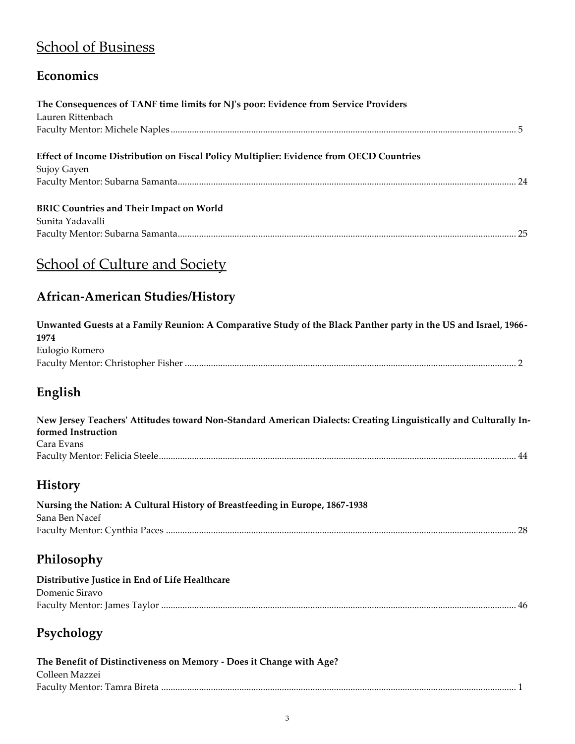# School of Business

## Economics

**The Consequences of TANF time limits for NJ's poor: Evidence from Service Providers**
Lauren Rittenbach
Faculty Mentor: Michele Naples ........ 5

**Effect of Income Distribution on Fiscal Policy Multiplier: Evidence from OECD Countries**
Sujoy Gayen
Faculty Mentor: Subarna Samanta ........ 24

**BRIC Countries and Their Impact on World**
Sunita Yadavalli
Faculty Mentor: Subarna Samanta ........ 25

# School of Culture and Society

## African-American Studies/History

**Unwanted Guests at a Family Reunion: A Comparative Study of the Black Panther party in the US and Israel, 1966-1974**
Eulogio Romero
Faculty Mentor: Christopher Fisher ........ 2

## English

**New Jersey Teachers' Attitudes toward Non-Standard American Dialects: Creating Linguistically and Culturally Informed Instruction**
Cara Evans
Faculty Mentor: Felicia Steele ........ 44

## History

**Nursing the Nation: A Cultural History of Breastfeeding in Europe, 1867-1938**
Sana Ben Nacef
Faculty Mentor: Cynthia Paces ........ 28

## Philosophy

**Distributive Justice in End of Life Healthcare**
Domenic Siravo
Faculty Mentor: James Taylor ........ 46

## Psychology

**The Benefit of Distinctiveness on Memory - Does it Change with Age?**
Colleen Mazzei
Faculty Mentor: Tamra Bireta ........ 1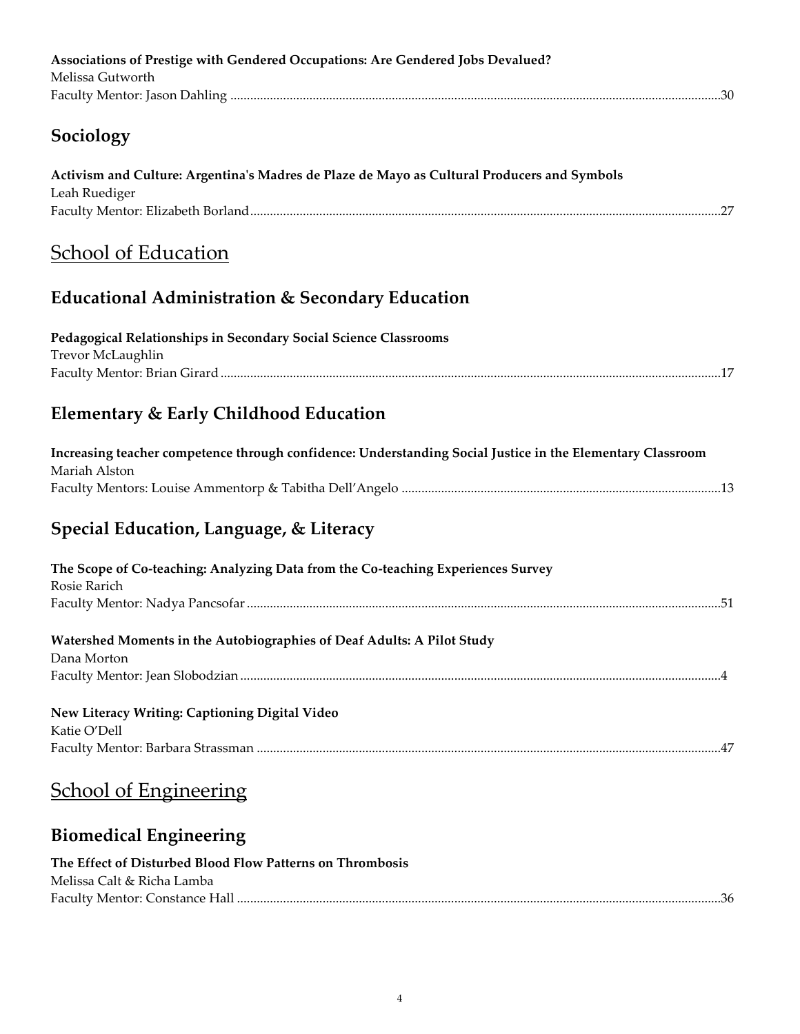**Associations of Prestige with Gendered Occupations: Are Gendered Jobs Devalued?**
Melissa Gutworth
Faculty Mentor: Jason Dahling ........................................................................................................................................30

## Sociology

**Activism and Culture: Argentina's Madres de Plaze de Mayo as Cultural Producers and Symbols**
Leah Ruediger
Faculty Mentor: Elizabeth Borland..................................................................................................................................27

# School of Education

## Educational Administration & Secondary Education

**Pedagogical Relationships in Secondary Social Science Classrooms**
Trevor McLaughlin
Faculty Mentor: Brian Girard ...........................................................................................................................................17

## Elementary & Early Childhood Education

**Increasing teacher competence through confidence: Understanding Social Justice in the Elementary Classroom**
Mariah Alston
Faculty Mentors: Louise Ammentorp & Tabitha Dell'Angelo .....................................................................................13

## Special Education, Language, & Literacy

**The Scope of Co-teaching: Analyzing Data from the Co-teaching Experiences Survey**
Rosie Rarich
Faculty Mentor: Nadya Pancsofar ...................................................................................................................................51

**Watershed Moments in the Autobiographies of Deaf Adults: A Pilot Study**
Dana Morton
Faculty Mentor: Jean Slobodzian .....................................................................................................................................4

**New Literacy Writing: Captioning Digital Video**
Katie O'Dell
Faculty Mentor: Barbara Strassman ................................................................................................................................47

# School of Engineering

## Biomedical Engineering

**The Effect of Disturbed Blood Flow Patterns on Thrombosis**
Melissa Calt & Richa Lamba
Faculty Mentor: Constance Hall .....................................................................................................................................36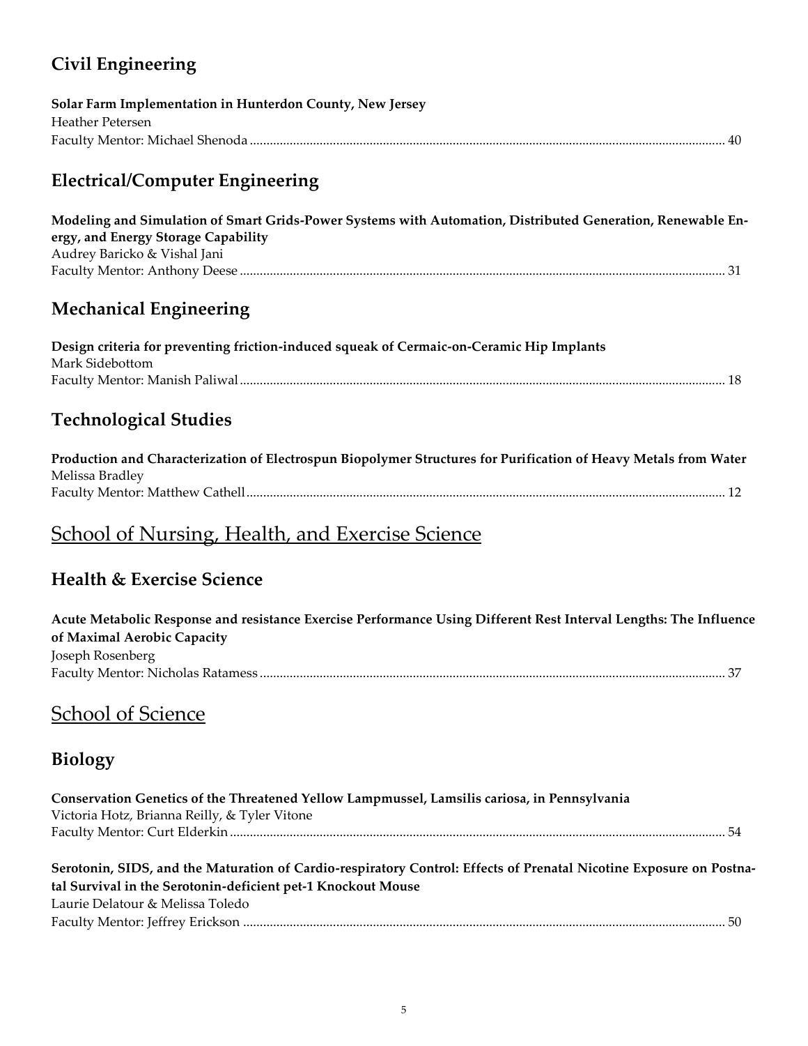## Civil Engineering

**Solar Farm Implementation in Hunterdon County, New Jersey**
Heather Petersen
Faculty Mentor: Michael Shenoda ............................................................ 40

## Electrical/Computer Engineering

**Modeling and Simulation of Smart Grids-Power Systems with Automation, Distributed Generation, Renewable Energy, and Energy Storage Capability**
Audrey Baricko & Vishal Jani
Faculty Mentor: Anthony Deese ............................................................ 31

## Mechanical Engineering

**Design criteria for preventing friction-induced squeak of Cermaic-on-Ceramic Hip Implants**
Mark Sidebottom
Faculty Mentor: Manish Paliwal ............................................................ 18

## Technological Studies

**Production and Characterization of Electrospun Biopolymer Structures for Purification of Heavy Metals from Water**
Melissa Bradley
Faculty Mentor: Matthew Cathell ............................................................ 12

# School of Nursing, Health, and Exercise Science

## Health & Exercise Science

**Acute Metabolic Response and resistance Exercise Performance Using Different Rest Interval Lengths: The Influence of Maximal Aerobic Capacity**
Joseph Rosenberg
Faculty Mentor: Nicholas Ratamess ............................................................ 37

# School of Science

## Biology

**Conservation Genetics of the Threatened Yellow Lampmussel, Lamsilis cariosa, in Pennsylvania**
Victoria Hotz, Brianna Reilly, & Tyler Vitone
Faculty Mentor: Curt Elderkin ............................................................ 54

**Serotonin, SIDS, and the Maturation of Cardio-respiratory Control: Effects of Prenatal Nicotine Exposure on Postnatal Survival in the Serotonin-deficient pet-1 Knockout Mouse**
Laurie Delatour & Melissa Toledo
Faculty Mentor: Jeffrey Erickson ............................................................ 50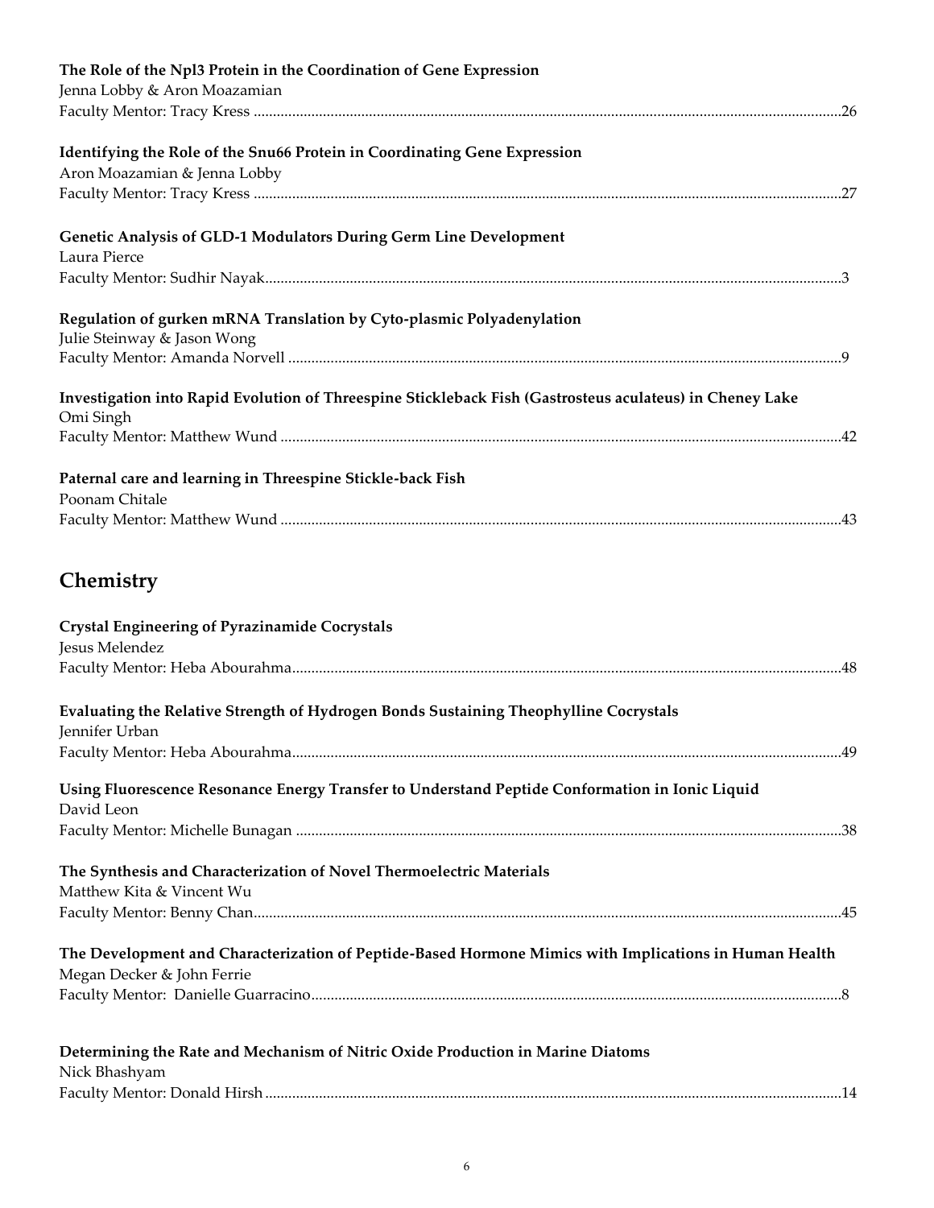**The Role of the Npl3 Protein in the Coordination of Gene Expression**
Jenna Lobby & Aron Moazamian
Faculty Mentor: Tracy Kress ....................................................................26

**Identifying the Role of the Snu66 Protein in Coordinating Gene Expression**
Aron Moazamian & Jenna Lobby
Faculty Mentor: Tracy Kress ....................................................................27

**Genetic Analysis of GLD-1 Modulators During Germ Line Development**
Laura Pierce
Faculty Mentor: Sudhir Nayak....................................................................3

**Regulation of gurken mRNA Translation by Cyto-plasmic Polyadenylation**
Julie Steinway & Jason Wong
Faculty Mentor: Amanda Norvell ....................................................................9

**Investigation into Rapid Evolution of Threespine Stickleback Fish (Gastrosteus aculateus) in Cheney Lake**
Omi Singh
Faculty Mentor: Matthew Wund ....................................................................42

**Paternal care and learning in Threespine Stickle-back Fish**
Poonam Chitale
Faculty Mentor: Matthew Wund ....................................................................43

## Chemistry

**Crystal Engineering of Pyrazinamide Cocrystals**
Jesus Melendez
Faculty Mentor: Heba Abourahma....................................................................48

**Evaluating the Relative Strength of Hydrogen Bonds Sustaining Theophylline Cocrystals**
Jennifer Urban
Faculty Mentor: Heba Abourahma....................................................................49

**Using Fluorescence Resonance Energy Transfer to Understand Peptide Conformation in Ionic Liquid**
David Leon
Faculty Mentor: Michelle Bunagan ....................................................................38

**The Synthesis and Characterization of Novel Thermoelectric Materials**
Matthew Kita & Vincent Wu
Faculty Mentor: Benny Chan....................................................................45

**The Development and Characterization of Peptide-Based Hormone Mimics with Implications in Human Health**
Megan Decker & John Ferrie
Faculty Mentor: Danielle Guarracino....................................................................8

**Determining the Rate and Mechanism of Nitric Oxide Production in Marine Diatoms**
Nick Bhashyam
Faculty Mentor: Donald Hirsh ....................................................................14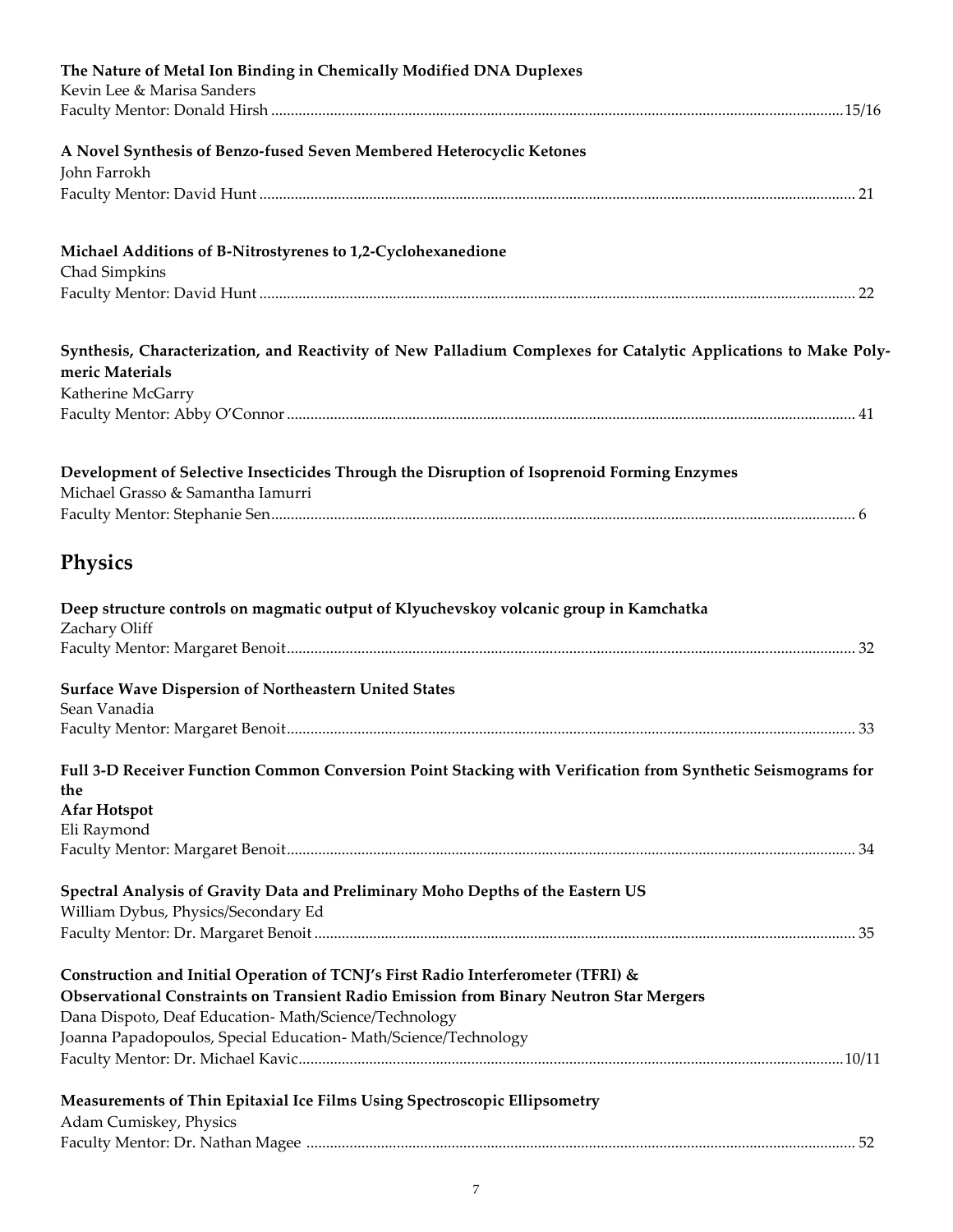**The Nature of Metal Ion Binding in Chemically Modified DNA Duplexes**
Kevin Lee & Marisa Sanders
Faculty Mentor: Donald Hirsh ........................................................................ 15/16

**A Novel Synthesis of Benzo-fused Seven Membered Heterocyclic Ketones**
John Farrokh
Faculty Mentor: David Hunt ........................................................................ 21

**Michael Additions of B-Nitrostyrenes to 1,2-Cyclohexanedione**
Chad Simpkins
Faculty Mentor: David Hunt ........................................................................ 22

**Synthesis, Characterization, and Reactivity of New Palladium Complexes for Catalytic Applications to Make Polymeric Materials**
Katherine McGarry
Faculty Mentor: Abby O'Connor ........................................................................ 41

**Development of Selective Insecticides Through the Disruption of Isoprenoid Forming Enzymes**
Michael Grasso & Samantha Iamurri
Faculty Mentor: Stephanie Sen ........................................................................ 6

## Physics

**Deep structure controls on magmatic output of Klyuchevskoy volcanic group in Kamchatka**
Zachary Oliff
Faculty Mentor: Margaret Benoit ........................................................................ 32

**Surface Wave Dispersion of Northeastern United States**
Sean Vanadia
Faculty Mentor: Margaret Benoit ........................................................................ 33

**Full 3-D Receiver Function Common Conversion Point Stacking with Verification from Synthetic Seismograms for the Afar Hotspot**
Eli Raymond
Faculty Mentor: Margaret Benoit ........................................................................ 34

**Spectral Analysis of Gravity Data and Preliminary Moho Depths of the Eastern US**
William Dybus, Physics/Secondary Ed
Faculty Mentor: Dr. Margaret Benoit ........................................................................ 35

**Construction and Initial Operation of TCNJ's First Radio Interferometer (TFRI) &**
**Observational Constraints on Transient Radio Emission from Binary Neutron Star Mergers**
Dana Dispoto, Deaf Education- Math/Science/Technology
Joanna Papadopoulos, Special Education- Math/Science/Technology
Faculty Mentor: Dr. Michael Kavic ........................................................................ 10/11

**Measurements of Thin Epitaxial Ice Films Using Spectroscopic Ellipsometry**
Adam Cumiskey, Physics
Faculty Mentor: Dr. Nathan Magee ........................................................................ 52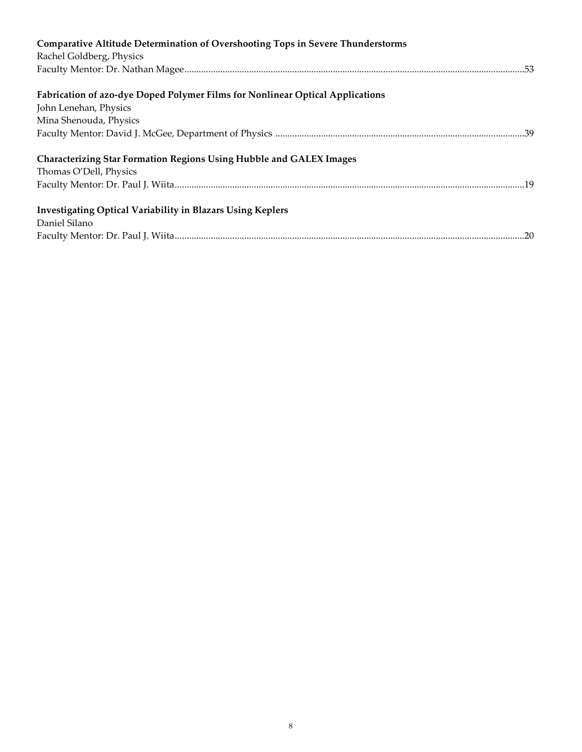**Comparative Altitude Determination of Overshooting Tops in Severe Thunderstorms**
Rachel Goldberg, Physics
Faculty Mentor: Dr. Nathan Magee....................................................................................................................................................53

**Fabrication of azo-dye Doped Polymer Films for Nonlinear Optical Applications**
John Lenehan, Physics
Mina Shenouda, Physics
Faculty Mentor: David J. McGee, Department of Physics .......................................................................................................39

**Characterizing Star Formation Regions Using Hubble and GALEX Images**
Thomas O'Dell, Physics
Faculty Mentor: Dr. Paul J. Wiita.................................................................................................................................................19

**Investigating Optical Variability in Blazars Using Keplers**
Daniel Silano
Faculty Mentor: Dr. Paul J. Wiita.................................................................................................................................................20